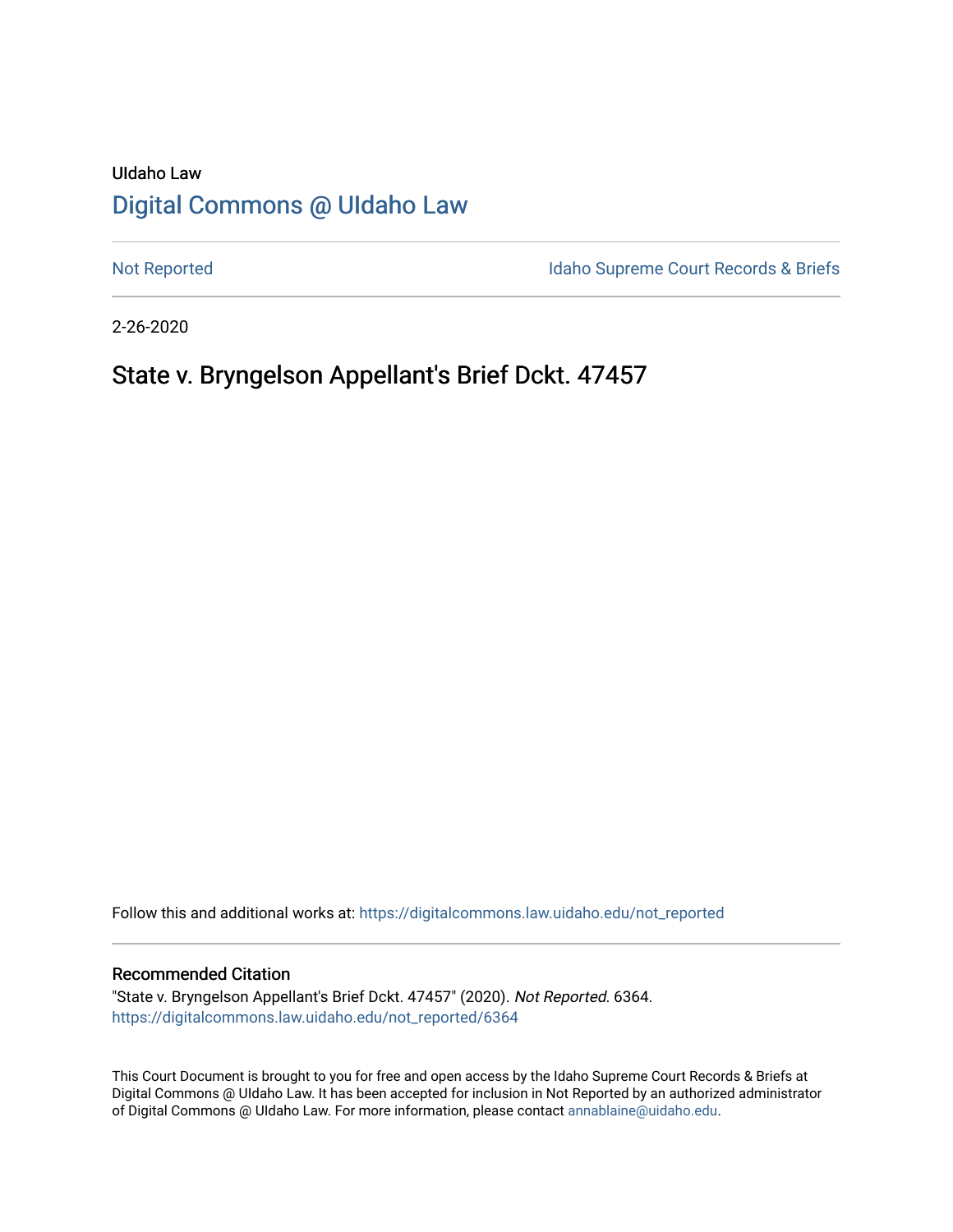UIdaho Law

# Digital Commons @ UIdaho Law

Not Reported

Idaho Supreme Court Records & Briefs

2-26-2020

## State v. Bryngelson Appellant's Brief Dckt. 47457

Follow this and additional works at: https://digitalcommons.law.uidaho.edu/not_reported

### Recommended Citation

"State v. Bryngelson Appellant's Brief Dckt. 47457" (2020). *Not Reported*. 6364.
https://digitalcommons.law.uidaho.edu/not_reported/6364

This Court Document is brought to you for free and open access by the Idaho Supreme Court Records & Briefs at Digital Commons @ UIdaho Law. It has been accepted for inclusion in Not Reported by an authorized administrator of Digital Commons @ UIdaho Law. For more information, please contact annablaine@uidaho.edu.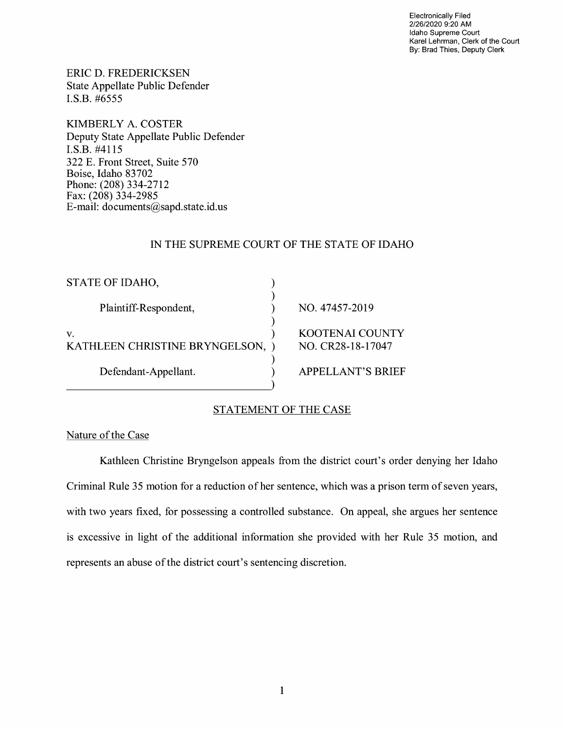Electronically Filed
2/26/2020 9:20 AM
Idaho Supreme Court
Karel Lehrman, Clerk of the Court
By: Brad Thies, Deputy Clerk

ERIC D. FREDERICKSEN
State Appellate Public Defender
I.S.B. #6555

KIMBERLY A. COSTER
Deputy State Appellate Public Defender
I.S.B. #4115
322 E. Front Street, Suite 570
Boise, Idaho 83702
Phone: (208) 334-2712
Fax: (208) 334-2985
E-mail: documents@sapd.state.id.us

IN THE SUPREME COURT OF THE STATE OF IDAHO

| | | |
|---|---|---|
| STATE OF IDAHO, | ) | |
| | ) | |
| Plaintiff-Respondent, | ) | NO. 47457-2019 |
| | ) | |
| v. | ) | KOOTENAI COUNTY |
| KATHLEEN CHRISTINE BRYNGELSON, | ) | NO. CR28-18-17047 |
| | ) | |
| Defendant-Appellant. | ) | APPELLANT'S BRIEF |
| | ) | |

## STATEMENT OF THE CASE

### Nature of the Case

Kathleen Christine Bryngelson appeals from the district court's order denying her Idaho Criminal Rule 35 motion for a reduction of her sentence, which was a prison term of seven years, with two years fixed, for possessing a controlled substance. On appeal, she argues her sentence is excessive in light of the additional information she provided with her Rule 35 motion, and represents an abuse of the district court's sentencing discretion.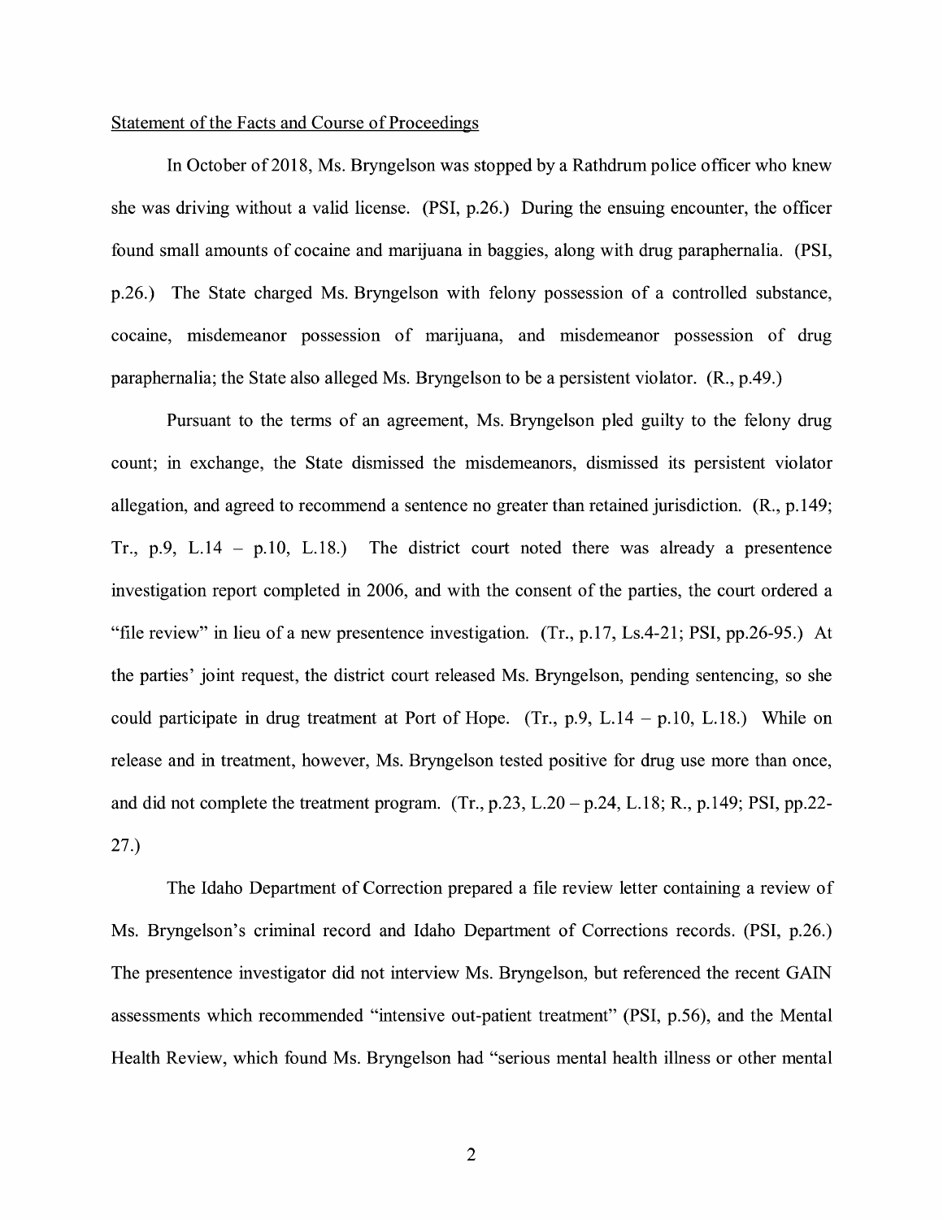Statement of the Facts and Course of Proceedings

In October of 2018, Ms. Bryngelson was stopped by a Rathdrum police officer who knew she was driving without a valid license. (PSI, p.26.) During the ensuing encounter, the officer found small amounts of cocaine and marijuana in baggies, along with drug paraphernalia. (PSI, p.26.) The State charged Ms. Bryngelson with felony possession of a controlled substance, cocaine, misdemeanor possession of marijuana, and misdemeanor possession of drug paraphernalia; the State also alleged Ms. Bryngelson to be a persistent violator. (R., p.49.)

Pursuant to the terms of an agreement, Ms. Bryngelson pled guilty to the felony drug count; in exchange, the State dismissed the misdemeanors, dismissed its persistent violator allegation, and agreed to recommend a sentence no greater than retained jurisdiction. (R., p.149; Tr., p.9, L.14 – p.10, L.18.) The district court noted there was already a presentence investigation report completed in 2006, and with the consent of the parties, the court ordered a "file review" in lieu of a new presentence investigation. (Tr., p.17, Ls.4-21; PSI, pp.26-95.) At the parties' joint request, the district court released Ms. Bryngelson, pending sentencing, so she could participate in drug treatment at Port of Hope. (Tr., p.9, L.14 – p.10, L.18.) While on release and in treatment, however, Ms. Bryngelson tested positive for drug use more than once, and did not complete the treatment program. (Tr., p.23, L.20 – p.24, L.18; R., p.149; PSI, pp.22-27.)

The Idaho Department of Correction prepared a file review letter containing a review of Ms. Bryngelson's criminal record and Idaho Department of Corrections records. (PSI, p.26.) The presentence investigator did not interview Ms. Bryngelson, but referenced the recent GAIN assessments which recommended "intensive out-patient treatment" (PSI, p.56), and the Mental Health Review, which found Ms. Bryngelson had "serious mental health illness or other mental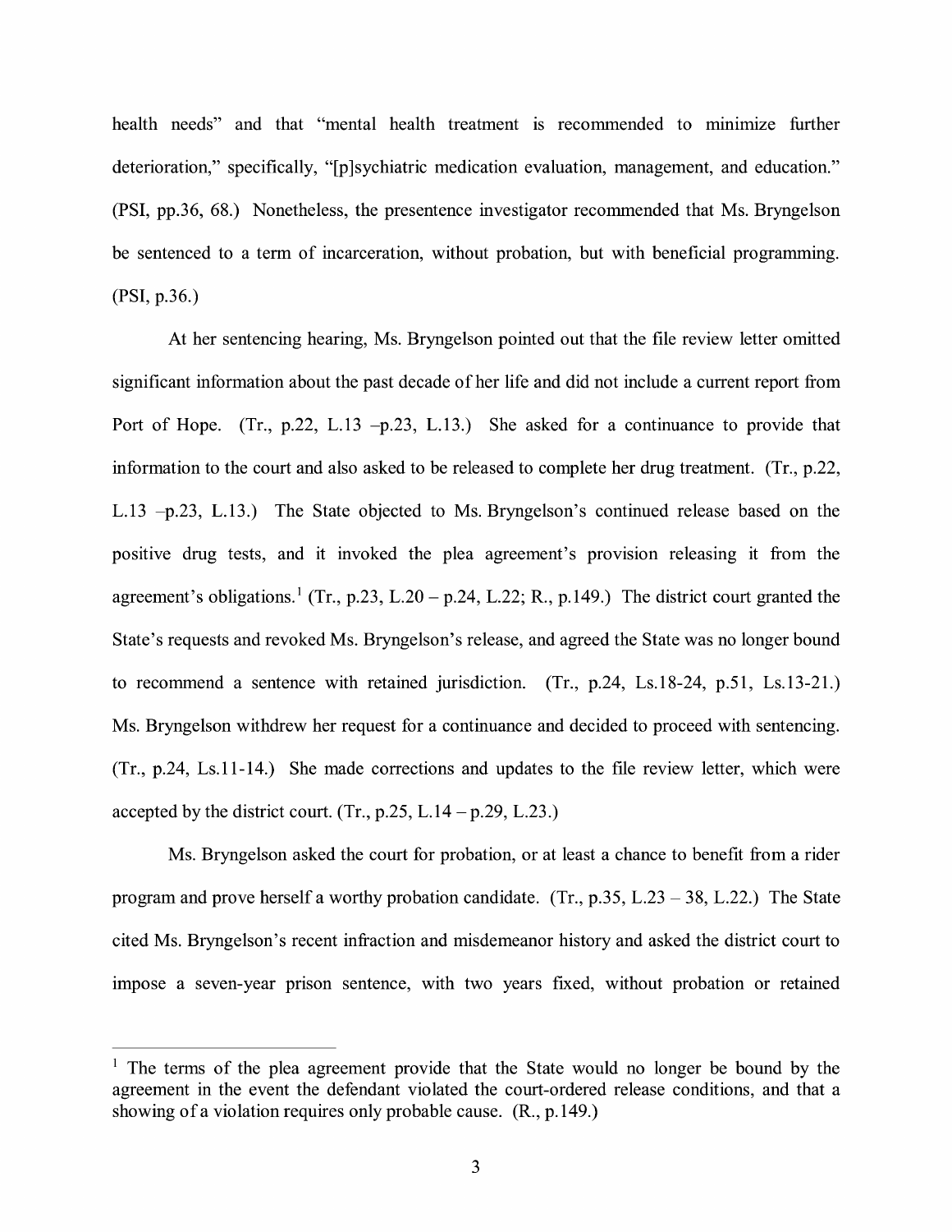health needs" and that "mental health treatment is recommended to minimize further deterioration," specifically, "[p]sychiatric medication evaluation, management, and education." (PSI, pp.36, 68.) Nonetheless, the presentence investigator recommended that Ms. Bryngelson be sentenced to a term of incarceration, without probation, but with beneficial programming. (PSI, p.36.)

At her sentencing hearing, Ms. Bryngelson pointed out that the file review letter omitted significant information about the past decade of her life and did not include a current report from Port of Hope. (Tr., p.22, L.13 –p.23, L.13.) She asked for a continuance to provide that information to the court and also asked to be released to complete her drug treatment. (Tr., p.22, L.13 –p.23, L.13.) The State objected to Ms. Bryngelson's continued release based on the positive drug tests, and it invoked the plea agreement's provision releasing it from the agreement's obligations.[1] (Tr., p.23, L.20 – p.24, L.22; R., p.149.) The district court granted the State's requests and revoked Ms. Bryngelson's release, and agreed the State was no longer bound to recommend a sentence with retained jurisdiction. (Tr., p.24, Ls.18-24, p.51, Ls.13-21.) Ms. Bryngelson withdrew her request for a continuance and decided to proceed with sentencing. (Tr., p.24, Ls.11-14.) She made corrections and updates to the file review letter, which were accepted by the district court. (Tr., p.25, L.14 – p.29, L.23.)

Ms. Bryngelson asked the court for probation, or at least a chance to benefit from a rider program and prove herself a worthy probation candidate. (Tr., p.35, L.23 – 38, L.22.) The State cited Ms. Bryngelson's recent infraction and misdemeanor history and asked the district court to impose a seven-year prison sentence, with two years fixed, without probation or retained

---

[1] The terms of the plea agreement provide that the State would no longer be bound by the agreement in the event the defendant violated the court-ordered release conditions, and that a showing of a violation requires only probable cause. (R., p.149.)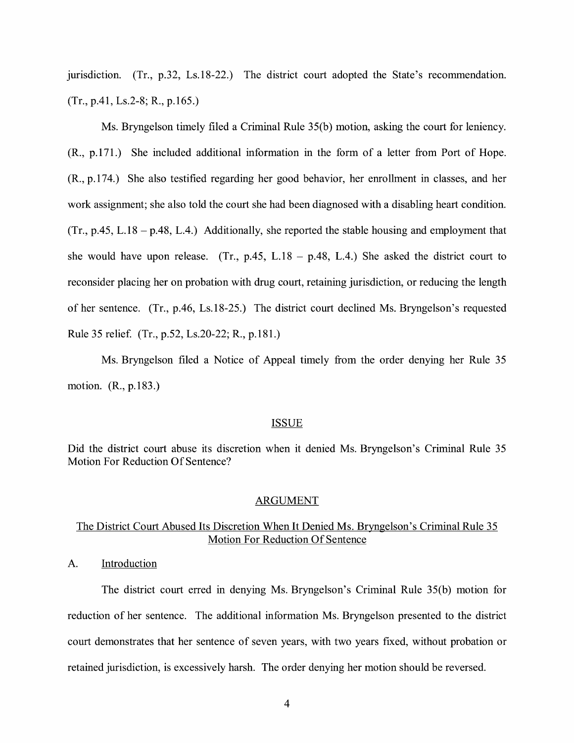jurisdiction. (Tr., p.32, Ls.18-22.) The district court adopted the State's recommendation. (Tr., p.41, Ls.2-8; R., p.165.)

Ms. Bryngelson timely filed a Criminal Rule 35(b) motion, asking the court for leniency. (R., p.171.) She included additional information in the form of a letter from Port of Hope. (R., p.174.) She also testified regarding her good behavior, her enrollment in classes, and her work assignment; she also told the court she had been diagnosed with a disabling heart condition. (Tr., p.45, L.18 – p.48, L.4.) Additionally, she reported the stable housing and employment that she would have upon release. (Tr., p.45, L.18 – p.48, L.4.) She asked the district court to reconsider placing her on probation with drug court, retaining jurisdiction, or reducing the length of her sentence. (Tr., p.46, Ls.18-25.) The district court declined Ms. Bryngelson's requested Rule 35 relief. (Tr., p.52, Ls.20-22; R., p.181.)

Ms. Bryngelson filed a Notice of Appeal timely from the order denying her Rule 35 motion. (R., p.183.)

## ISSUE

Did the district court abuse its discretion when it denied Ms. Bryngelson's Criminal Rule 35 Motion For Reduction Of Sentence?

## ARGUMENT

### The District Court Abused Its Discretion When It Denied Ms. Bryngelson's Criminal Rule 35 Motion For Reduction Of Sentence

#### A. Introduction

The district court erred in denying Ms. Bryngelson's Criminal Rule 35(b) motion for reduction of her sentence. The additional information Ms. Bryngelson presented to the district court demonstrates that her sentence of seven years, with two years fixed, without probation or retained jurisdiction, is excessively harsh. The order denying her motion should be reversed.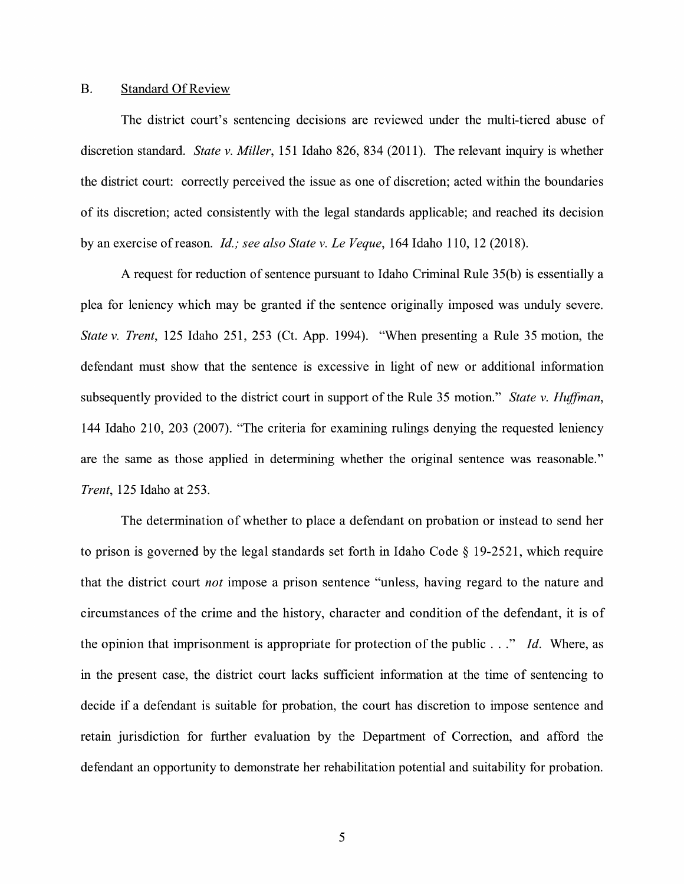## B. Standard Of Review

The district court's sentencing decisions are reviewed under the multi-tiered abuse of discretion standard. *State v. Miller*, 151 Idaho 826, 834 (2011). The relevant inquiry is whether the district court: correctly perceived the issue as one of discretion; acted within the boundaries of its discretion; acted consistently with the legal standards applicable; and reached its decision by an exercise of reason. *Id.; see also State v. Le Veque*, 164 Idaho 110, 12 (2018).

A request for reduction of sentence pursuant to Idaho Criminal Rule 35(b) is essentially a plea for leniency which may be granted if the sentence originally imposed was unduly severe. *State v. Trent*, 125 Idaho 251, 253 (Ct. App. 1994). "When presenting a Rule 35 motion, the defendant must show that the sentence is excessive in light of new or additional information subsequently provided to the district court in support of the Rule 35 motion." *State v. Huffman*, 144 Idaho 210, 203 (2007). "The criteria for examining rulings denying the requested leniency are the same as those applied in determining whether the original sentence was reasonable." *Trent*, 125 Idaho at 253.

The determination of whether to place a defendant on probation or instead to send her to prison is governed by the legal standards set forth in Idaho Code § 19-2521, which require that the district court *not* impose a prison sentence "unless, having regard to the nature and circumstances of the crime and the history, character and condition of the defendant, it is of the opinion that imprisonment is appropriate for protection of the public . . ." *Id.* Where, as in the present case, the district court lacks sufficient information at the time of sentencing to decide if a defendant is suitable for probation, the court has discretion to impose sentence and retain jurisdiction for further evaluation by the Department of Correction, and afford the defendant an opportunity to demonstrate her rehabilitation potential and suitability for probation.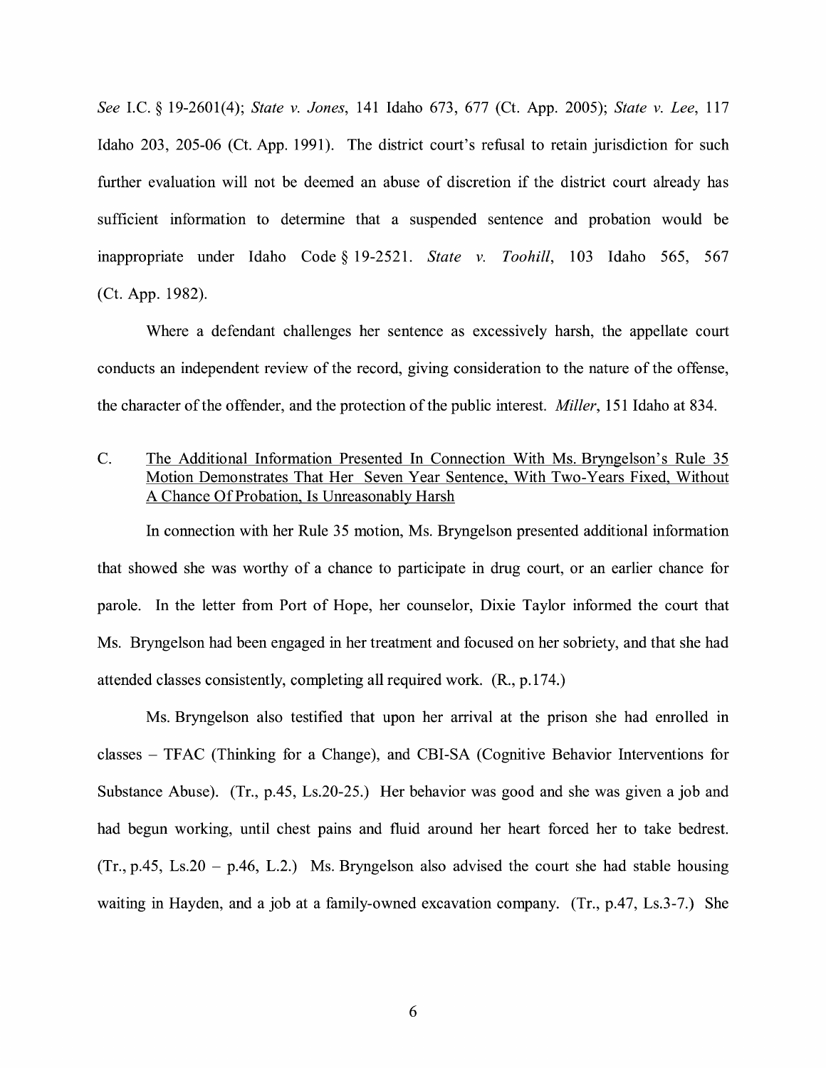*See* I.C. § 19-2601(4); *State v. Jones*, 141 Idaho 673, 677 (Ct. App. 2005); *State v. Lee*, 117 Idaho 203, 205-06 (Ct. App. 1991). The district court's refusal to retain jurisdiction for such further evaluation will not be deemed an abuse of discretion if the district court already has sufficient information to determine that a suspended sentence and probation would be inappropriate under Idaho Code § 19-2521. *State v. Toohill*, 103 Idaho 565, 567 (Ct. App. 1982).

Where a defendant challenges her sentence as excessively harsh, the appellate court conducts an independent review of the record, giving consideration to the nature of the offense, the character of the offender, and the protection of the public interest. *Miller*, 151 Idaho at 834.

C. <u>The Additional Information Presented In Connection With Ms. Bryngelson's Rule 35 Motion Demonstrates That Her Seven Year Sentence, With Two-Years Fixed, Without A Chance Of Probation, Is Unreasonably Harsh</u>

In connection with her Rule 35 motion, Ms. Bryngelson presented additional information that showed she was worthy of a chance to participate in drug court, or an earlier chance for parole. In the letter from Port of Hope, her counselor, Dixie Taylor informed the court that Ms. Bryngelson had been engaged in her treatment and focused on her sobriety, and that she had attended classes consistently, completing all required work. (R., p.174.)

Ms. Bryngelson also testified that upon her arrival at the prison she had enrolled in classes – TFAC (Thinking for a Change), and CBI-SA (Cognitive Behavior Interventions for Substance Abuse). (Tr., p.45, Ls.20-25.) Her behavior was good and she was given a job and had begun working, until chest pains and fluid around her heart forced her to take bedrest. (Tr., p.45, Ls.20 – p.46, L.2.) Ms. Bryngelson also advised the court she had stable housing waiting in Hayden, and a job at a family-owned excavation company. (Tr., p.47, Ls.3-7.) She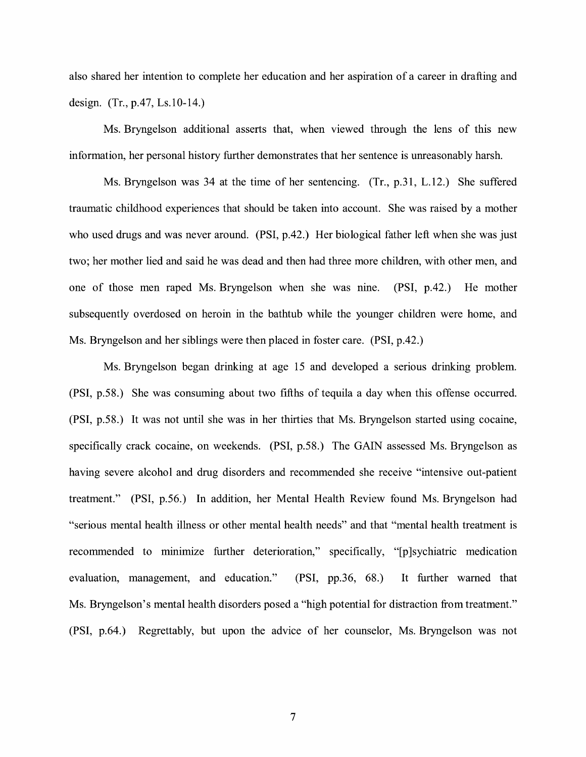also shared her intention to complete her education and her aspiration of a career in drafting and design. (Tr., p.47, Ls.10-14.)

Ms. Bryngelson additional asserts that, when viewed through the lens of this new information, her personal history further demonstrates that her sentence is unreasonably harsh.

Ms. Bryngelson was 34 at the time of her sentencing. (Tr., p.31, L.12.) She suffered traumatic childhood experiences that should be taken into account. She was raised by a mother who used drugs and was never around. (PSI, p.42.) Her biological father left when she was just two; her mother lied and said he was dead and then had three more children, with other men, and one of those men raped Ms. Bryngelson when she was nine. (PSI, p.42.) He mother subsequently overdosed on heroin in the bathtub while the younger children were home, and Ms. Bryngelson and her siblings were then placed in foster care. (PSI, p.42.)

Ms. Bryngelson began drinking at age 15 and developed a serious drinking problem. (PSI, p.58.) She was consuming about two fifths of tequila a day when this offense occurred. (PSI, p.58.) It was not until she was in her thirties that Ms. Bryngelson started using cocaine, specifically crack cocaine, on weekends. (PSI, p.58.) The GAIN assessed Ms. Bryngelson as having severe alcohol and drug disorders and recommended she receive "intensive out-patient treatment." (PSI, p.56.) In addition, her Mental Health Review found Ms. Bryngelson had "serious mental health illness or other mental health needs" and that "mental health treatment is recommended to minimize further deterioration," specifically, "[p]sychiatric medication evaluation, management, and education." (PSI, pp.36, 68.) It further warned that Ms. Bryngelson's mental health disorders posed a "high potential for distraction from treatment." (PSI, p.64.) Regrettably, but upon the advice of her counselor, Ms. Bryngelson was not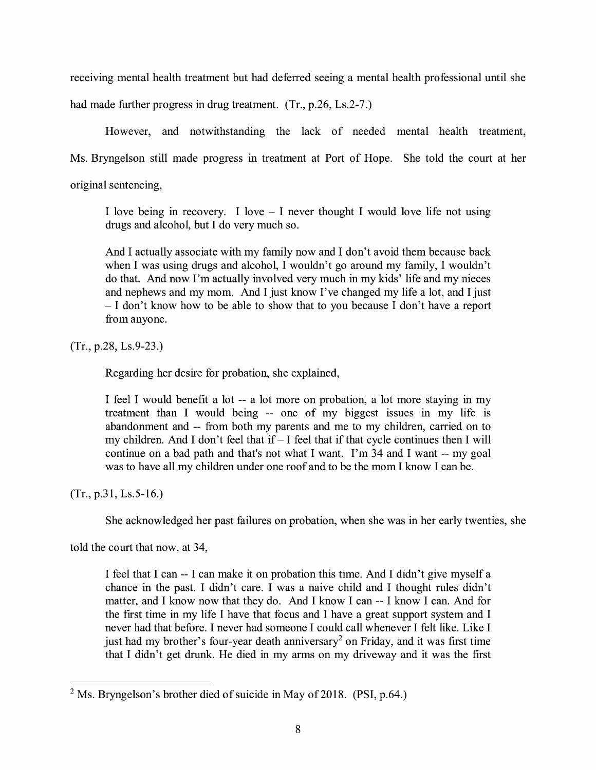receiving mental health treatment but had deferred seeing a mental health professional until she had made further progress in drug treatment. (Tr., p.26, Ls.2-7.)

However, and notwithstanding the lack of needed mental health treatment, Ms. Bryngelson still made progress in treatment at Port of Hope. She told the court at her original sentencing,

> I love being in recovery. I love – I never thought I would love life not using drugs and alcohol, but I do very much so.
>
> And I actually associate with my family now and I don't avoid them because back when I was using drugs and alcohol, I wouldn't go around my family, I wouldn't do that. And now I'm actually involved very much in my kids' life and my nieces and nephews and my mom. And I just know I've changed my life a lot, and I just – I don't know how to be able to show that to you because I don't have a report from anyone.

(Tr., p.28, Ls.9-23.)

Regarding her desire for probation, she explained,

> I feel I would benefit a lot -- a lot more on probation, a lot more staying in my treatment than I would being -- one of my biggest issues in my life is abandonment and -- from both my parents and me to my children, carried on to my children. And I don't feel that if – I feel that if that cycle continues then I will continue on a bad path and that's not what I want. I'm 34 and I want -- my goal was to have all my children under one roof and to be the mom I know I can be.

(Tr., p.31, Ls.5-16.)

She acknowledged her past failures on probation, when she was in her early twenties, she told the court that now, at 34,

> I feel that I can -- I can make it on probation this time. And I didn't give myself a chance in the past. I didn't care. I was a naive child and I thought rules didn't matter, and I know now that they do. And I know I can -- I know I can. And for the first time in my life I have that focus and I have a great support system and I never had that before. I never had someone I could call whenever I felt like. Like I just had my brother's four-year death anniversary[2] on Friday, and it was first time that I didn't get drunk. He died in my arms on my driveway and it was the first

[2] Ms. Bryngelson's brother died of suicide in May of 2018. (PSI, p.64.)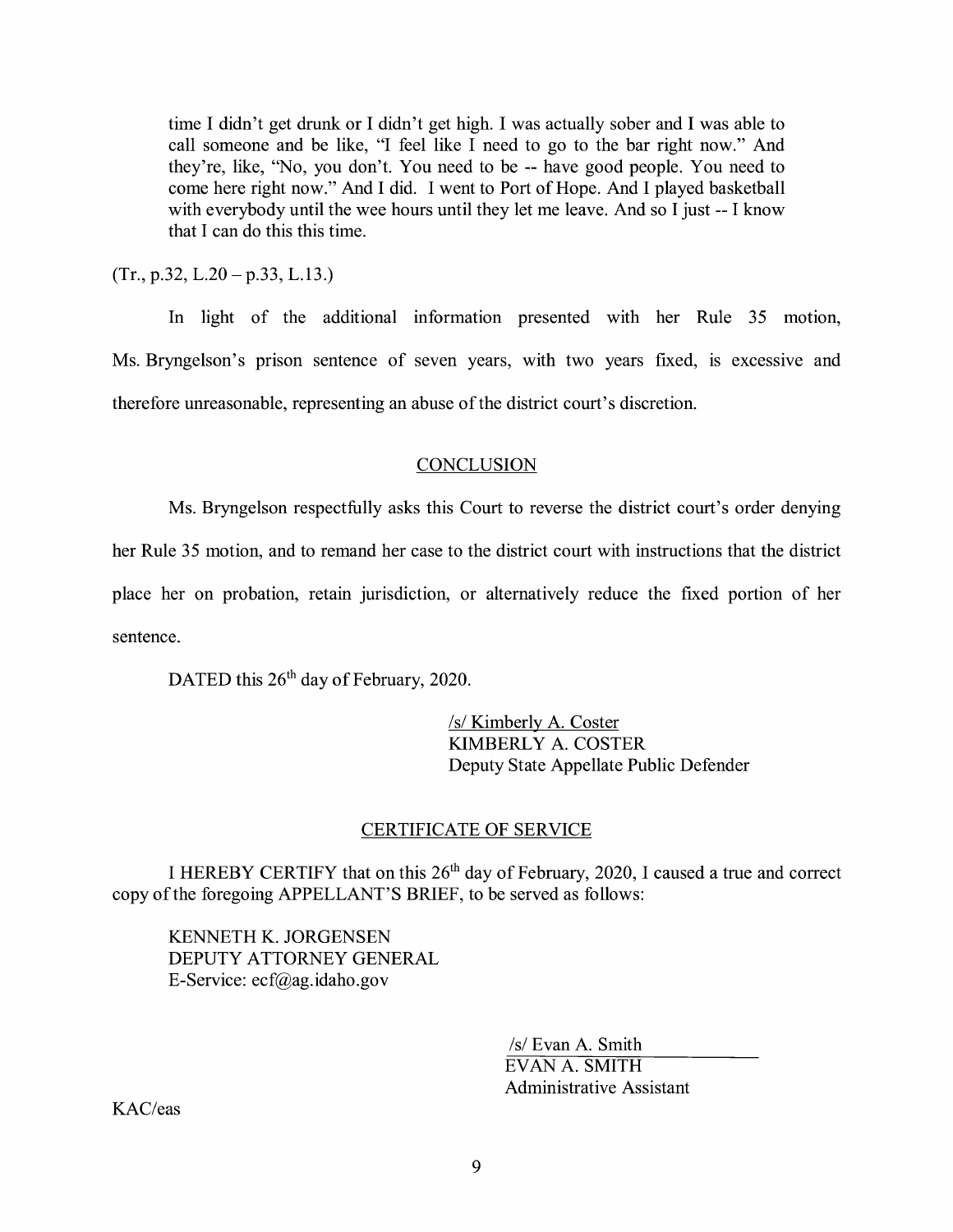> time I didn't get drunk or I didn't get high. I was actually sober and I was able to call someone and be like, "I feel like I need to go to the bar right now." And they're, like, "No, you don't. You need to be -- have good people. You need to come here right now." And I did. I went to Port of Hope. And I played basketball with everybody until the wee hours until they let me leave. And so I just -- I know that I can do this this time.

(Tr., p.32, L.20 – p.33, L.13.)

In light of the additional information presented with her Rule 35 motion, Ms. Bryngelson's prison sentence of seven years, with two years fixed, is excessive and therefore unreasonable, representing an abuse of the district court's discretion.

## CONCLUSION

Ms. Bryngelson respectfully asks this Court to reverse the district court's order denying her Rule 35 motion, and to remand her case to the district court with instructions that the district place her on probation, retain jurisdiction, or alternatively reduce the fixed portion of her sentence.

DATED this 26th day of February, 2020.

/s/ Kimberly A. Coster
KIMBERLY A. COSTER
Deputy State Appellate Public Defender

## CERTIFICATE OF SERVICE

I HEREBY CERTIFY that on this 26th day of February, 2020, I caused a true and correct copy of the foregoing APPELLANT'S BRIEF, to be served as follows:

KENNETH K. JORGENSEN
DEPUTY ATTORNEY GENERAL
E-Service: ecf@ag.idaho.gov

/s/ Evan A. Smith
EVAN A. SMITH
Administrative Assistant

KAC/eas